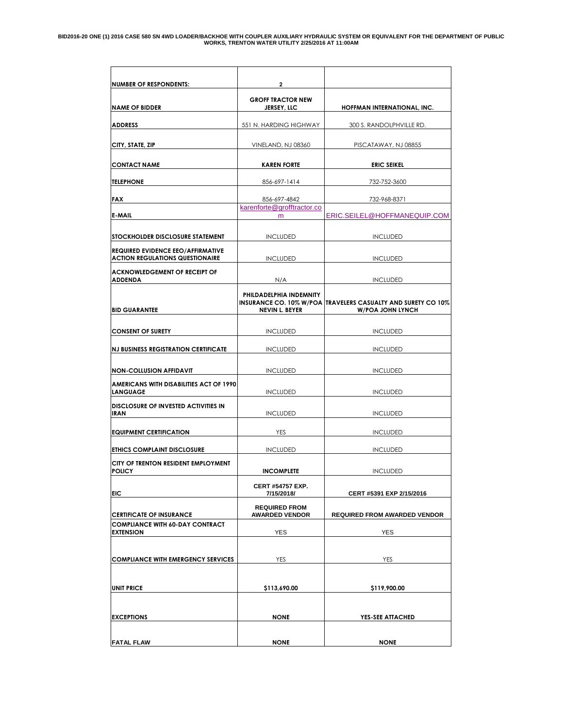**BID2016-20 ONE (1) 2016 CASE 580 SN 4WD LOADER/BACKHOE WITH COUPLER AUXILIARY HYDRAULIC SYSTEM OR EQUIVALENT FOR THE DEPARTMENT OF PUBLIC WORKS, TRENTON WATER UTILITY 2/25/2016 AT 11:00AM**

| NUMBER OF RESPONDENTS: | 2 | |
|---|---|---|
| NAME OF BIDDER | GROFF TRACTOR NEW JERSEY, LLC | HOFFMAN INTERNATIONAL, INC. |
| ADDRESS | 551 N. HARDING HIGHWAY | 300 S. RANDOLPHVILLE RD. |
| CITY, STATE, ZIP | VINELAND, NJ 08360 | PISCATAWAY, NJ 08855 |
| CONTACT NAME | KAREN FORTE | ERIC SEIKEL |
| TELEPHONE | 856-697-1414 | 732-752-3600 |
| FAX | 856-697-4842 | 732-968-8371 |
| E-MAIL | karenforte@grofftractor.com | ERIC.SEILEL@HOFFMANEQUIP.COM |
| STOCKHOLDER DISCLOSURE STATEMENT | INCLUDED | INCLUDED |
| REQUIRED EVIDENCE EEO/AFFIRMATIVE ACTION REGULATIONS QUESTIONAIRE | INCLUDED | INCLUDED |
| ACKNOWLEDGEMENT OF RECEIPT OF ADDENDA | N/A | INCLUDED |
| BID GUARANTEE | PHILDADELPHIA INDEMNITY INSURANCE CO. 10% W/POA NEVIN L. BEYER | TRAVELERS CASUALTY AND SURETY CO 10% W/POA JOHN LYNCH |
| CONSENT OF SURETY | INCLUDED | INCLUDED |
| NJ BUSINESS REGISTRATION CERTIFICATE | INCLUDED | INCLUDED |
| NON-COLLUSION AFFIDAVIT | INCLUDED | INCLUDED |
| AMERICANS WITH DISABILITIES ACT OF 1990 LANGUAGE | INCLUDED | INCLUDED |
| DISCLOSURE OF INVESTED ACTIVITIES IN IRAN | INCLUDED | INCLUDED |
| EQUIPMENT CERTIFICATION | YES | INCLUDED |
| ETHICS COMPLAINT DISCLOSURE | INCLUDED | INCLUDED |
| CITY OF TRENTON RESIDENT EMPLOYMENT POLICY | INCOMPLETE | INCLUDED |
| EIC | CERT #54757 EXP. 7/15/2018/ | CERT #5391 EXP 2/15/2016 |
| CERTIFICATE OF INSURANCE | REQUIRED FROM AWARDED VENDOR | REQUIRED FROM AWARDED VENDOR |
| COMPLIANCE WITH 60-DAY CONTRACT EXTENSION | YES | YES |
| COMPLIANCE WITH EMERGENCY SERVICES | YES | YES |
| UNIT PRICE | $113,690.00 | $119,900.00 |
| EXCEPTIONS | NONE | YES-SEE ATTACHED |
| FATAL FLAW | NONE | NONE |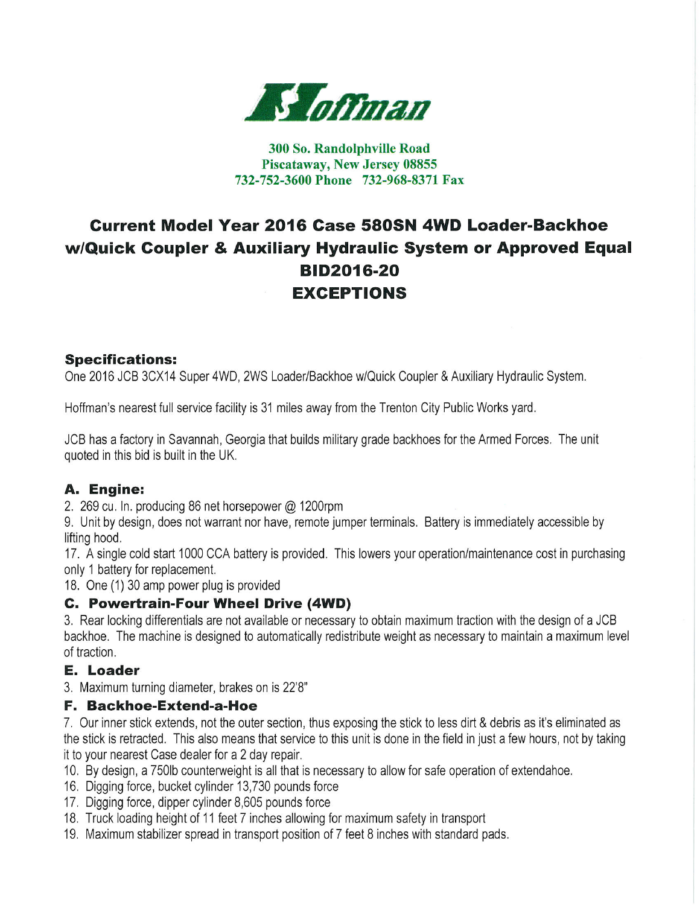# Hoffman

**300 So. Randolphville Road**
**Piscataway, New Jersey 08855**
**732-752-3600 Phone 732-968-8371 Fax**

## Current Model Year 2016 Case 580SN 4WD Loader-Backhoe w/Quick Coupler & Auxiliary Hydraulic System or Approved Equal BID2016-20 EXCEPTIONS

### Specifications:

One 2016 JCB 3CX14 Super 4WD, 2WS Loader/Backhoe w/Quick Coupler & Auxiliary Hydraulic System.

Hoffman's nearest full service facility is 31 miles away from the Trenton City Public Works yard.

JCB has a factory in Savannah, Georgia that builds military grade backhoes for the Armed Forces. The unit quoted in this bid is built in the UK.

### A. Engine:

2. 269 cu. In. producing 86 net horsepower @ 1200rpm
9. Unit by design, does not warrant nor have, remote jumper terminals. Battery is immediately accessible by lifting hood.
17. A single cold start 1000 CCA battery is provided. This lowers your operation/maintenance cost in purchasing only 1 battery for replacement.
18. One (1) 30 amp power plug is provided

### C. Powertrain-Four Wheel Drive (4WD)

3. Rear locking differentials are not available or necessary to obtain maximum traction with the design of a JCB backhoe. The machine is designed to automatically redistribute weight as necessary to maintain a maximum level of traction.

### E. Loader

3. Maximum turning diameter, brakes on is 22'8"

### F. Backhoe-Extend-a-Hoe

7. Our inner stick extends, not the outer section, thus exposing the stick to less dirt & debris as it's eliminated as the stick is retracted. This also means that service to this unit is done in the field in just a few hours, not by taking it to your nearest Case dealer for a 2 day repair.
10. By design, a 750lb counterweight is all that is necessary to allow for safe operation of extendahoe.
16. Digging force, bucket cylinder 13,730 pounds force
17. Digging force, dipper cylinder 8,605 pounds force
18. Truck loading height of 11 feet 7 inches allowing for maximum safety in transport
19. Maximum stabilizer spread in transport position of 7 feet 8 inches with standard pads.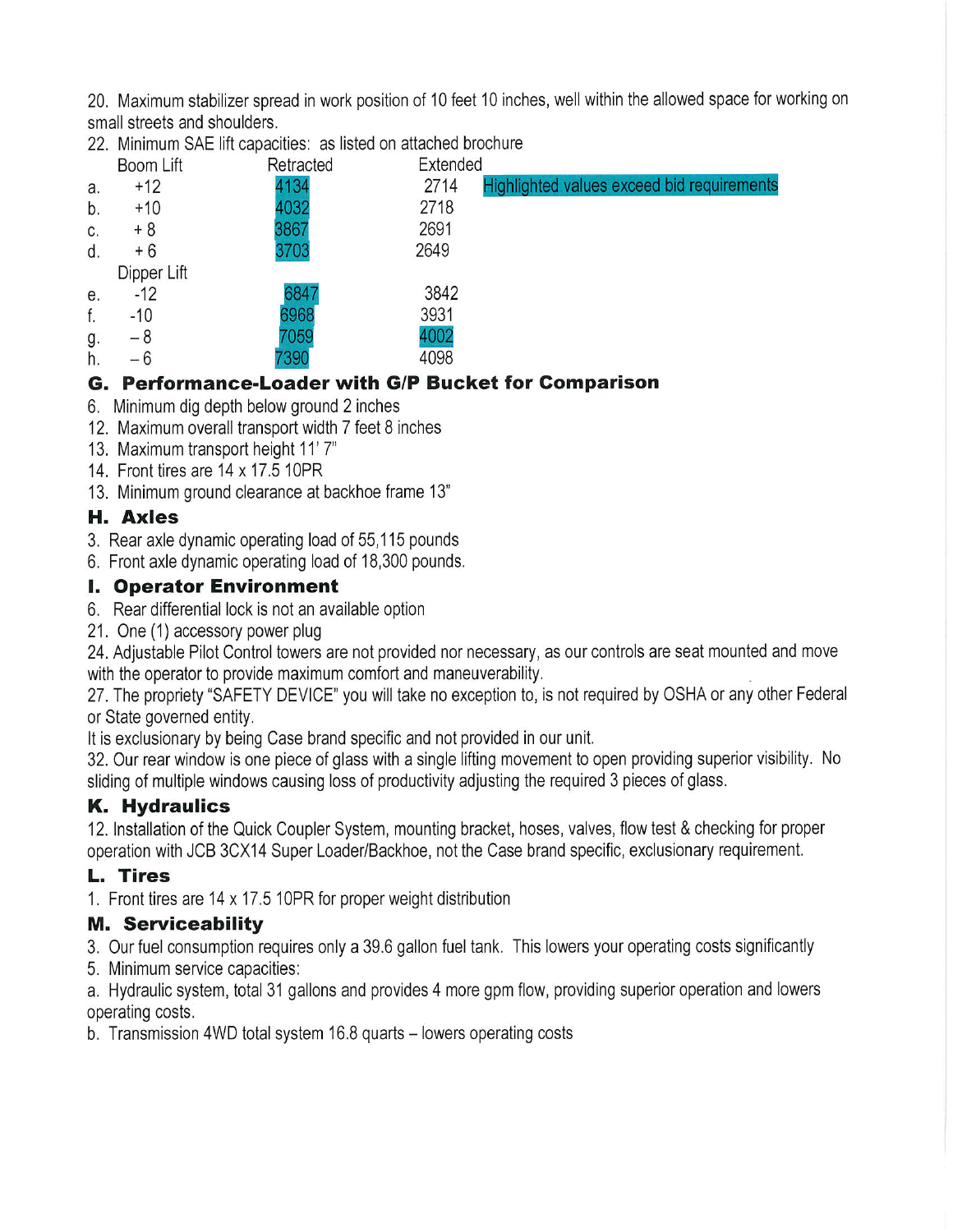20. Maximum stabilizer spread in work position of 10 feet 10 inches, well within the allowed space for working on small streets and shoulders.

22. Minimum SAE lift capacities: as listed on attached brochure

| | | Retracted | Extended | |
|---|---|---|---|---|
| | Boom Lift | | | |
| a. | +12 | 4134 | 2714 | Highlighted values exceed bid requirements |
| b. | +10 | 4032 | 2718 | |
| c. | + 8 | 3867 | 2691 | |
| d. | + 6 | 3703 | 2649 | |
| | Dipper Lift | | | |
| e. | -12 | 6847 | 3842 | |
| f. | -10 | 6968 | 3931 | |
| g. | – 8 | 7059 | 4002 | |
| h. | – 6 | 7390 | 4098 | |

## G. Performance-Loader with G/P Bucket for Comparison

6. Minimum dig depth below ground 2 inches
12. Maximum overall transport width 7 feet 8 inches
13. Maximum transport height 11' 7"
14. Front tires are 14 x 17.5 10PR
13. Minimum ground clearance at backhoe frame 13"

## H. Axles

3. Rear axle dynamic operating load of 55,115 pounds
6. Front axle dynamic operating load of 18,300 pounds.

## I. Operator Environment

6. Rear differential lock is not an available option
21. One (1) accessory power plug
24. Adjustable Pilot Control towers are not provided nor necessary, as our controls are seat mounted and move with the operator to provide maximum comfort and maneuverability.
27. The propriety "SAFETY DEVICE" you will take no exception to, is not required by OSHA or any other Federal or State governed entity.
It is exclusionary by being Case brand specific and not provided in our unit.
32. Our rear window is one piece of glass with a single lifting movement to open providing superior visibility. No sliding of multiple windows causing loss of productivity adjusting the required 3 pieces of glass.

## K. Hydraulics

12. Installation of the Quick Coupler System, mounting bracket, hoses, valves, flow test & checking for proper operation with JCB 3CX14 Super Loader/Backhoe, not the Case brand specific, exclusionary requirement.

## L. Tires

1. Front tires are 14 x 17.5 10PR for proper weight distribution

## M. Serviceability

3. Our fuel consumption requires only a 39.6 gallon fuel tank. This lowers your operating costs significantly
5. Minimum service capacities:

a. Hydraulic system, total 31 gallons and provides 4 more gpm flow, providing superior operation and lowers operating costs.
b. Transmission 4WD total system 16.8 quarts – lowers operating costs